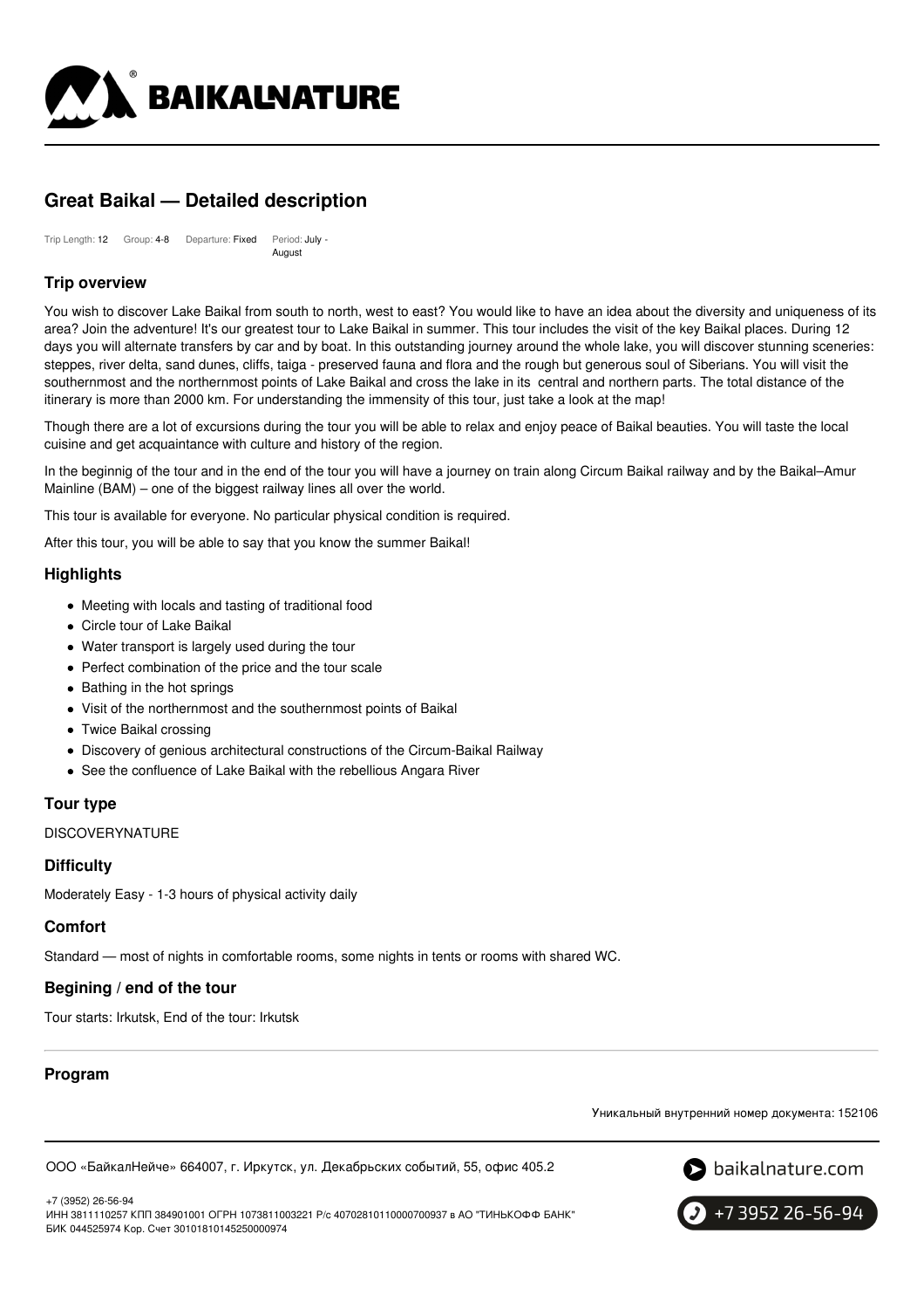# Great Baikal — Detailed description

Trip Length: **12** Group: **4-8** Departure: **Fixed** Period: **July - August**

## Trip overview

You wish to discover Lake Baikal from south to north, west to east? You would like to have an idea about the diversity and uniqueness of its area? Join the adventure! It's our greatest tour to Lake Baikal in summer. This tour includes the visit of the key Baikal places. During 12 days you will alternate transfers by car and by boat. In this outstanding journey around the whole lake, you will discover stunning sceneries: steppes, river delta, sand dunes, cliffs, taiga - preserved fauna and flora and the rough but generous soul of Siberians. You will visit the southernmost and the northernmost points of Lake Baikal and cross the lake in its central and northern parts. The total distance of the itinerary is more than 2000 km. For understanding the immensity of this tour, just take a look at the map!

Though there are a lot of excursions during the tour you will be able to relax and enjoy peace of Baikal beauties. You will taste the local cuisine and get acquaintance with culture and history of the region.

In the beginnig of the tour and in the end of the tour you will have a journey on train along Circum Baikal railway and by the Baikal–Amur Mainline (BAM) – one of the biggest railway lines all over the world.

This tour is available for everyone. No particular physical condition is required.

After this tour, you will be able to say that you know the summer Baikal!

## Highlights

- Meeting with locals and tasting of traditional food
- Circle tour of Lake Baikal
- Water transport is largely used during the tour
- Perfect combination of the price and the tour scale
- Bathing in the hot springs
- Visit of the northernmost and the southernmost points of Baikal
- Twice Baikal crossing
- Discovery of genious architectural constructions of the Circum-Baikal Railway
- See the confluence of Lake Baikal with the rebellious Angara River

## Tour type

DISCOVERYNATURE

## Difficulty

Moderately Easy - 1-3 hours of physical activity daily

## Comfort

Standard — most of nights in comfortable rooms, some nights in tents or rooms with shared WC.

## Begining / end of the tour

Tour starts: Irkutsk, End of the tour: Irkutsk

## Program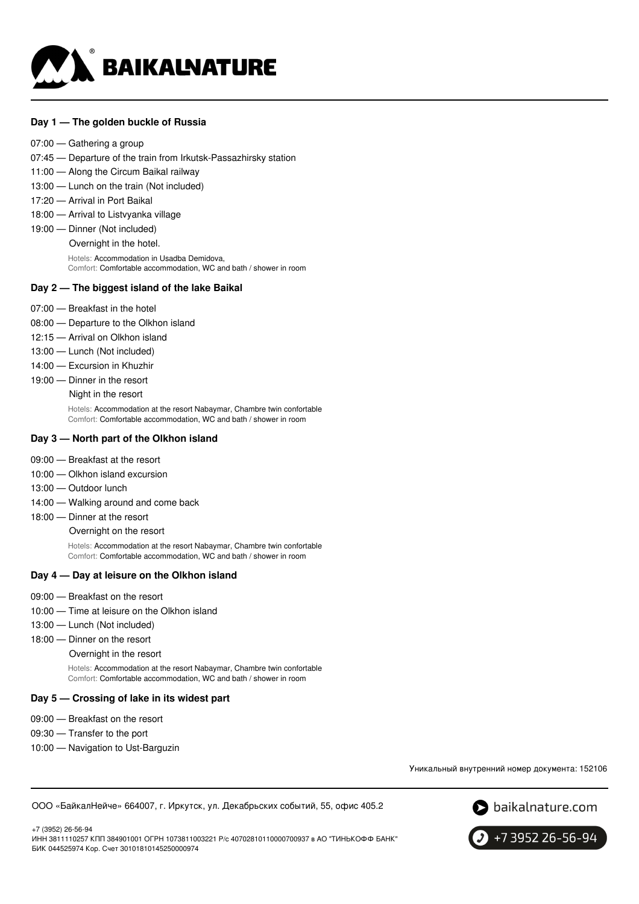### Day 1 — The golden buckle of Russia

07:00 — Gathering a group
07:45 — Departure of the train from Irkutsk-Passazhirsky station
11:00 — Along the Circum Baikal railway
13:00 — Lunch on the train (Not included)
17:20 — Arrival in Port Baikal
18:00 — Arrival to Listvyanka village
19:00 — Dinner (Not included)

Overnight in the hotel.

Hotels: Accommodation in Usadba Demidova,
Comfort: Comfortable accommodation, WC and bath / shower in room

### Day 2 — The biggest island of the lake Baikal

07:00 — Breakfast in the hotel
08:00 — Departure to the Olkhon island
12:15 — Arrival on Olkhon island
13:00 — Lunch (Not included)
14:00 — Excursion in Khuzhir
19:00 — Dinner in the resort

Night in the resort

Hotels: Accommodation at the resort Nabaymar, Chambre twin confortable
Comfort: Comfortable accommodation, WC and bath / shower in room

### Day 3 — North part of the Olkhon island

09:00 — Breakfast at the resort
10:00 — Olkhon island excursion
13:00 — Outdoor lunch
14:00 — Walking around and come back
18:00 — Dinner at the resort

Overnight on the resort

Hotels: Accommodation at the resort Nabaymar, Chambre twin confortable
Comfort: Comfortable accommodation, WC and bath / shower in room

### Day 4 — Day at leisure on the Olkhon island

09:00 — Breakfast on the resort
10:00 — Time at leisure on the Olkhon island
13:00 — Lunch (Not included)
18:00 — Dinner on the resort

Overnight in the resort

Hotels: Accommodation at the resort Nabaymar, Chambre twin confortable
Comfort: Comfortable accommodation, WC and bath / shower in room

### Day 5 — Crossing of lake in its widest part

09:00 — Breakfast on the resort
09:30 — Transfer to the port
10:00 — Navigation to Ust-Barguzin

Уникальный внутренний номер документа: 152106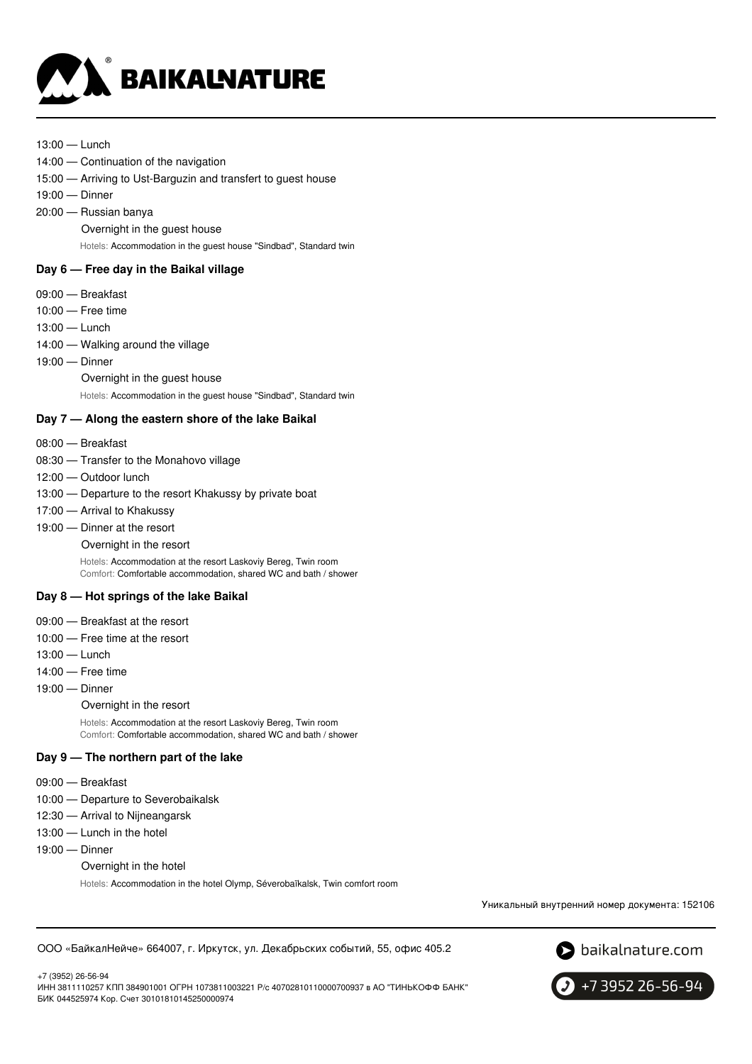13:00 — Lunch
14:00 — Continuation of the navigation
15:00 — Arriving to Ust-Barguzin and transfert to guest house
19:00 — Dinner
20:00 — Russian banya

Overnight in the guest house

Hotels: Accommodation in the guest house "Sindbad", Standard twin

### Day 6 — Free day in the Baikal village

09:00 — Breakfast
10:00 — Free time
13:00 — Lunch
14:00 — Walking around the village
19:00 — Dinner

Overnight in the guest house

Hotels: Accommodation in the guest house "Sindbad", Standard twin

### Day 7 — Along the eastern shore of the lake Baikal

08:00 — Breakfast
08:30 — Transfer to the Monahovo village
12:00 — Outdoor lunch
13:00 — Departure to the resort Khakussy by private boat
17:00 — Arrival to Khakussy
19:00 — Dinner at the resort

Overnight in the resort

Hotels: Accommodation at the resort Laskoviy Bereg, Twin room
Comfort: Comfortable accommodation, shared WC and bath / shower

### Day 8 — Hot springs of the lake Baikal

09:00 — Breakfast at the resort
10:00 — Free time at the resort
13:00 — Lunch
14:00 — Free time
19:00 — Dinner

Overnight in the resort

Hotels: Accommodation at the resort Laskoviy Bereg, Twin room
Comfort: Comfortable accommodation, shared WC and bath / shower

### Day 9 — The northern part of the lake

09:00 — Breakfast
10:00 — Departure to Severobaikalsk
12:30 — Arrival to Nijneangarsk
13:00 — Lunch in the hotel
19:00 — Dinner

Overnight in the hotel

Hotels: Accommodation in the hotel Olymp, Séverobaïkalsk, Twin comfort room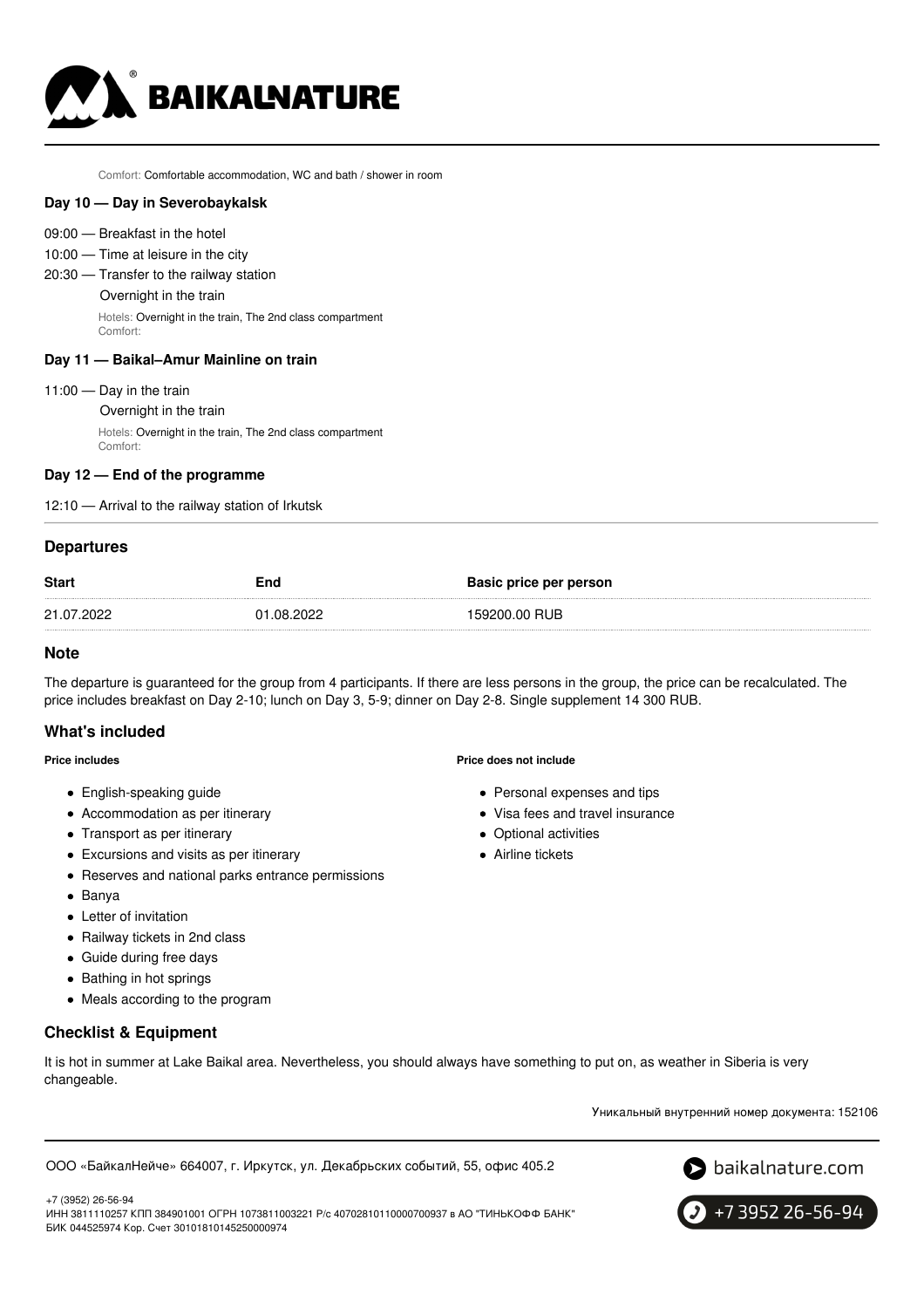Comfort: Comfortable accommodation, WC and bath / shower in room

**Day 10 — Day in Severobaykalsk**

09:00 — Breakfast in the hotel

10:00 — Time at leisure in the city

20:30 — Transfer to the railway station

Overnight in the train

Hotels: Overnight in the train, The 2nd class compartment
Comfort:

**Day 11 — Baikal–Amur Mainline on train**

11:00 — Day in the train

Overnight in the train

Hotels: Overnight in the train, The 2nd class compartment
Comfort:

**Day 12 — End of the programme**

12:10 — Arrival to the railway station of Irkutsk

## Departures

| Start | End | Basic price per person |
| --- | --- | --- |
| 21.07.2022 | 01.08.2022 | 159200.00 RUB |

## Note

The departure is guaranteed for the group from 4 participants. If there are less persons in the group, the price can be recalculated. The price includes breakfast on Day 2-10; lunch on Day 3, 5-9; dinner on Day 2-8. Single supplement 14 300 RUB.

## What's included

**Price includes**

- English-speaking guide
- Accommodation as per itinerary
- Transport as per itinerary
- Excursions and visits as per itinerary
- Reserves and national parks entrance permissions
- Banya
- Letter of invitation
- Railway tickets in 2nd class
- Guide during free days
- Bathing in hot springs
- Meals according to the program

**Price does not include**

- Personal expenses and tips
- Visa fees and travel insurance
- Optional activities
- Airline tickets

## Checklist & Equipment

It is hot in summer at Lake Baikal area. Nevertheless, you should always have something to put on, as weather in Siberia is very changeable.

Уникальный внутренний номер документа: 152106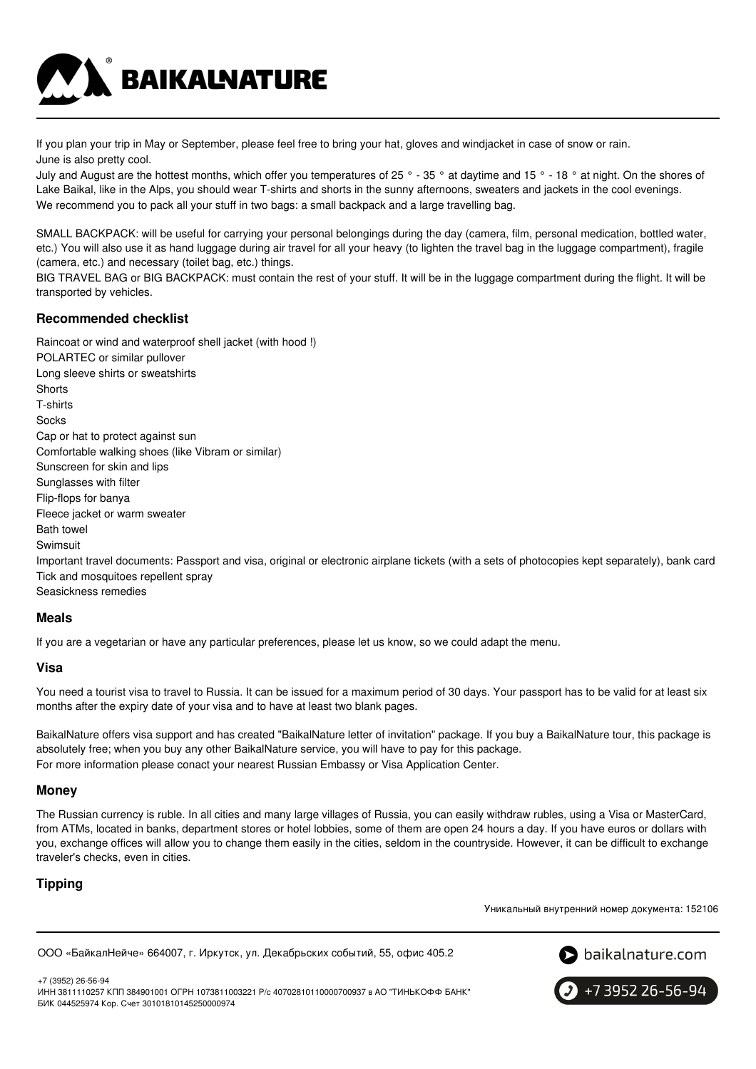If you plan your trip in May or September, please feel free to bring your hat, gloves and windjacket in case of snow or rain.
June is also pretty cool.
July and August are the hottest months, which offer you temperatures of 25 ° - 35 ° at daytime and 15 ° - 18 ° at night. On the shores of Lake Baikal, like in the Alps, you should wear T-shirts and shorts in the sunny afternoons, sweaters and jackets in the cool evenings.
We recommend you to pack all your stuff in two bags: a small backpack and a large travelling bag.

SMALL BACKPACK: will be useful for carrying your personal belongings during the day (camera, film, personal medication, bottled water, etc.) You will also use it as hand luggage during air travel for all your heavy (to lighten the travel bag in the luggage compartment), fragile (camera, etc.) and necessary (toilet bag, etc.) things.
BIG TRAVEL BAG or BIG BACKPACK: must contain the rest of your stuff. It will be in the luggage compartment during the flight. It will be transported by vehicles.

### Recommended checklist

Raincoat or wind and waterproof shell jacket (with hood !)
POLARTEC or similar pullover
Long sleeve shirts or sweatshirts
Shorts
T-shirts
Socks
Cap or hat to protect against sun
Comfortable walking shoes (like Vibram or similar)
Sunscreen for skin and lips
Sunglasses with filter
Flip-flops for banya
Fleece jacket or warm sweater
Bath towel
Swimsuit
Important travel documents: Passport and visa, original or electronic airplane tickets (with a sets of photocopies kept separately), bank card
Tick and mosquitoes repellent spray
Seasickness remedies

### Meals

If you are a vegetarian or have any particular preferences, please let us know, so we could adapt the menu.

### Visa

You need a tourist visa to travel to Russia. It can be issued for a maximum period of 30 days. Your passport has to be valid for at least six months after the expiry date of your visa and to have at least two blank pages.

BaikalNature offers visa support and has created "BaikalNature letter of invitation" package. If you buy a BaikalNature tour, this package is absolutely free; when you buy any other BaikalNature service, you will have to pay for this package.
For more information please conact your nearest Russian Embassy or Visa Application Center.

### Money

The Russian currency is ruble. In all cities and many large villages of Russia, you can easily withdraw rubles, using a Visa or MasterCard, from ATMs, located in banks, department stores or hotel lobbies, some of them are open 24 hours a day. If you have euros or dollars with you, exchange offices will allow you to change them easily in the cities, seldom in the countryside. However, it can be difficult to exchange traveler's checks, even in cities.

### Tipping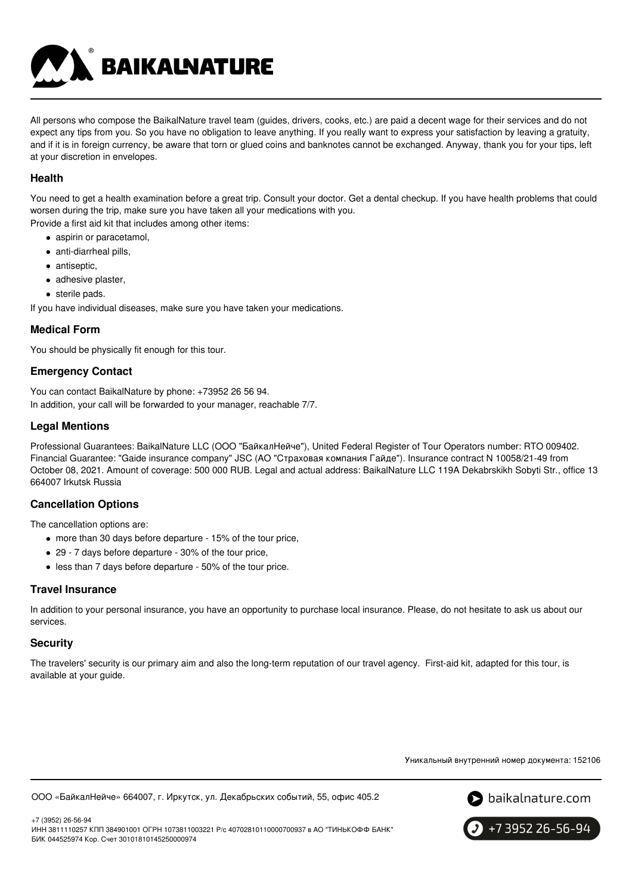All persons who compose the BaikalNature travel team (guides, drivers, cooks, etc.) are paid a decent wage for their services and do not expect any tips from you. So you have no obligation to leave anything. If you really want to express your satisfaction by leaving a gratuity, and if it is in foreign currency, be aware that torn or glued coins and banknotes cannot be exchanged. Anyway, thank you for your tips, left at your discretion in envelopes.

### Health

You need to get a health examination before a great trip. Consult your doctor. Get a dental checkup. If you have health problems that could worsen during the trip, make sure you have taken all your medications with you.
Provide a first aid kit that includes among other items:

- aspirin or paracetamol,
- anti-diarrheal pills,
- antiseptic,
- adhesive plaster,
- sterile pads.

If you have individual diseases, make sure you have taken your medications.

### Medical Form

You should be physically fit enough for this tour.

### Emergency Contact

You can contact BaikalNature by phone: +73952 26 56 94.
In addition, your call will be forwarded to your manager, reachable 7/7.

### Legal Mentions

Professional Guarantees: BaikalNature LLC (ООО "БайкалНейче"), United Federal Register of Tour Operators number: RTO 009402. Financial Guarantee: "Gaide insurance company" JSC (АО "Страховая компания Гайде"). Insurance contract N 10058/21-49 from October 08, 2021. Amount of coverage: 500 000 RUB. Legal and actual address: BaikalNature LLC 119A Dekabrskikh Sobyti Str., office 13 664007 Irkutsk Russia

### Cancellation Options

The cancellation options are:

- more than 30 days before departure - 15% of the tour price,
- 29 - 7 days before departure - 30% of the tour price,
- less than 7 days before departure - 50% of the tour price.

### Travel Insurance

In addition to your personal insurance, you have an opportunity to purchase local insurance. Please, do not hesitate to ask us about our services.

### Security

The travelers' security is our primary aim and also the long-term reputation of our travel agency. First-aid kit, adapted for this tour, is available at your guide.

Уникальный внутренний номер документа: 152106